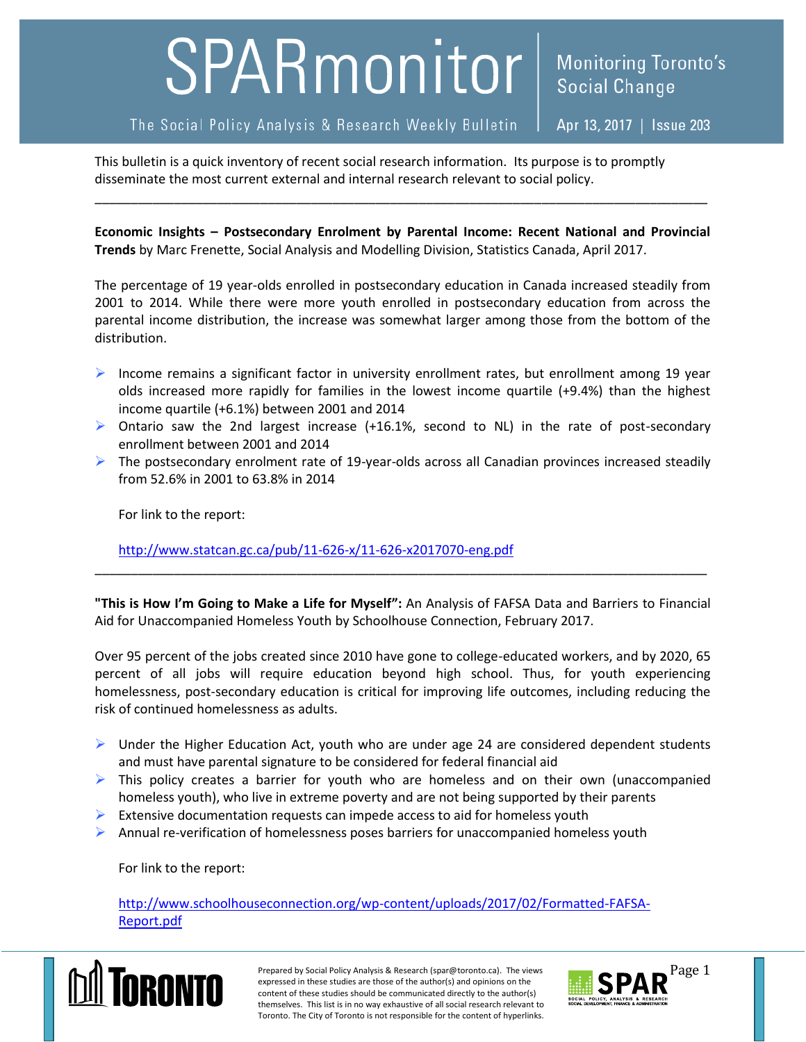# SPARmonitor

Monitoring Toronto's Social Change

The Social Policy Analysis & Research Weekly Bulletin | Apr 13, 2017 | Issue 203

This bulletin is a quick inventory of recent social research information. Its purpose is to promptly disseminate the most current external and internal research relevant to social policy.

---

**Economic Insights – Postsecondary Enrolment by Parental Income: Recent National and Provincial Trends** by Marc Frenette, Social Analysis and Modelling Division, Statistics Canada, April 2017.

The percentage of 19 year-olds enrolled in postsecondary education in Canada increased steadily from 2001 to 2014. While there were more youth enrolled in postsecondary education from across the parental income distribution, the increase was somewhat larger among those from the bottom of the distribution.

- Income remains a significant factor in university enrollment rates, but enrollment among 19 year olds increased more rapidly for families in the lowest income quartile (+9.4%) than the highest income quartile (+6.1%) between 2001 and 2014
- Ontario saw the 2nd largest increase (+16.1%, second to NL) in the rate of post-secondary enrollment between 2001 and 2014
- The postsecondary enrolment rate of 19-year-olds across all Canadian provinces increased steadily from 52.6% in 2001 to 63.8% in 2014

For link to the report:

http://www.statcan.gc.ca/pub/11-626-x/11-626-x2017070-eng.pdf

---

**"This is How I'm Going to Make a Life for Myself":** An Analysis of FAFSA Data and Barriers to Financial Aid for Unaccompanied Homeless Youth by Schoolhouse Connection, February 2017.

Over 95 percent of the jobs created since 2010 have gone to college-educated workers, and by 2020, 65 percent of all jobs will require education beyond high school. Thus, for youth experiencing homelessness, post-secondary education is critical for improving life outcomes, including reducing the risk of continued homelessness as adults.

- Under the Higher Education Act, youth who are under age 24 are considered dependent students and must have parental signature to be considered for federal financial aid
- This policy creates a barrier for youth who are homeless and on their own (unaccompanied homeless youth), who live in extreme poverty and are not being supported by their parents
- Extensive documentation requests can impede access to aid for homeless youth
- Annual re-verification of homelessness poses barriers for unaccompanied homeless youth

For link to the report:

http://www.schoolhouseconnection.org/wp-content/uploads/2017/02/Formatted-FAFSA-Report.pdf

Prepared by Social Policy Analysis & Research (spar@toronto.ca). The views expressed in these studies are those of the author(s) and opinions on the content of these studies should be communicated directly to the author(s) themselves. This list is in no way exhaustive of all social research relevant to Toronto. The City of Toronto is not responsible for the content of hyperlinks.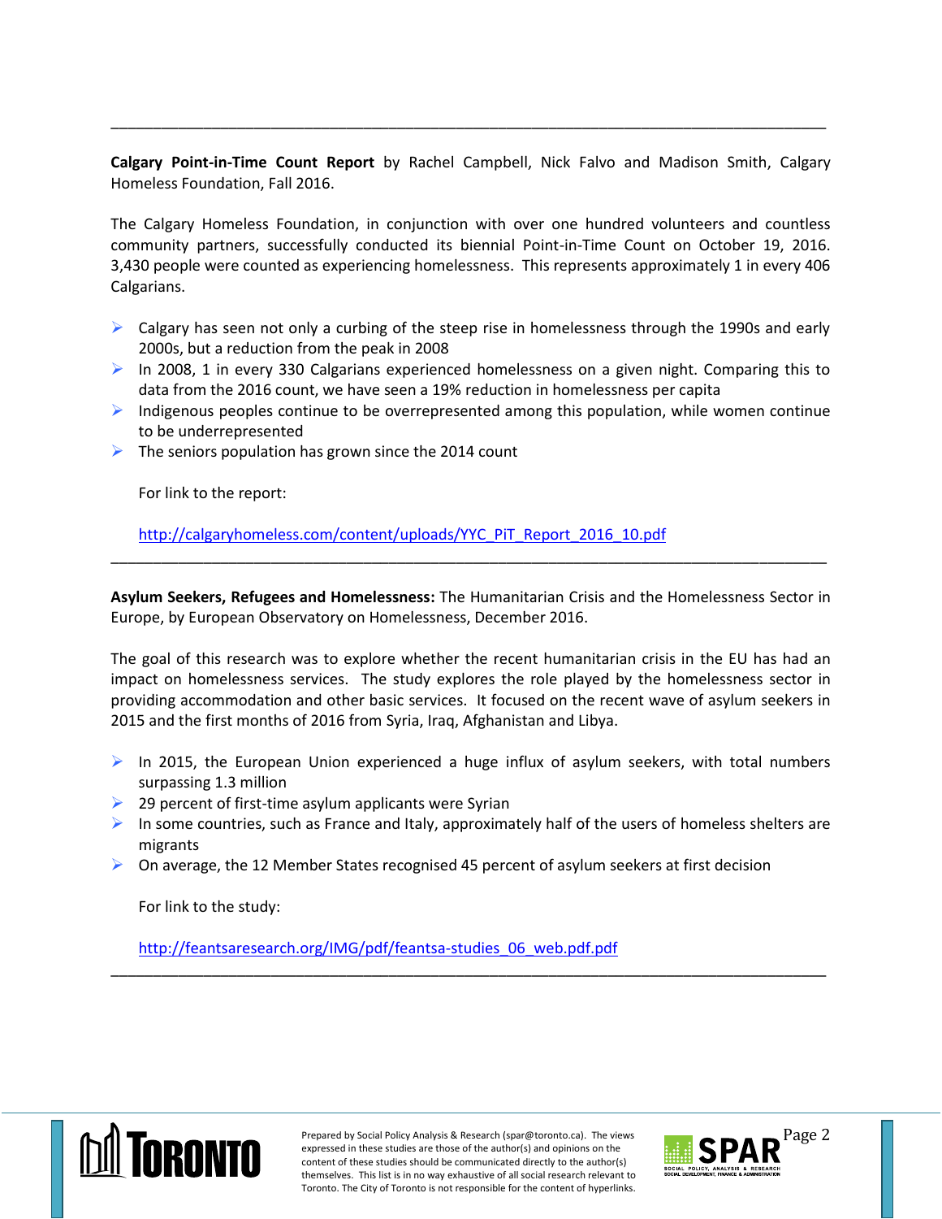---

**Calgary Point-in-Time Count Report** by Rachel Campbell, Nick Falvo and Madison Smith, Calgary Homeless Foundation, Fall 2016.

The Calgary Homeless Foundation, in conjunction with over one hundred volunteers and countless community partners, successfully conducted its biennial Point-in-Time Count on October 19, 2016. 3,430 people were counted as experiencing homelessness. This represents approximately 1 in every 406 Calgarians.

- Calgary has seen not only a curbing of the steep rise in homelessness through the 1990s and early 2000s, but a reduction from the peak in 2008
- In 2008, 1 in every 330 Calgarians experienced homelessness on a given night. Comparing this to data from the 2016 count, we have seen a 19% reduction in homelessness per capita
- Indigenous peoples continue to be overrepresented among this population, while women continue to be underrepresented
- The seniors population has grown since the 2014 count

For link to the report:

http://calgaryhomeless.com/content/uploads/YYC_PiT_Report_2016_10.pdf

---

**Asylum Seekers, Refugees and Homelessness:** The Humanitarian Crisis and the Homelessness Sector in Europe, by European Observatory on Homelessness, December 2016.

The goal of this research was to explore whether the recent humanitarian crisis in the EU has had an impact on homelessness services. The study explores the role played by the homelessness sector in providing accommodation and other basic services. It focused on the recent wave of asylum seekers in 2015 and the first months of 2016 from Syria, Iraq, Afghanistan and Libya.

- In 2015, the European Union experienced a huge influx of asylum seekers, with total numbers surpassing 1.3 million
- 29 percent of first-time asylum applicants were Syrian
- In some countries, such as France and Italy, approximately half of the users of homeless shelters are migrants
- On average, the 12 Member States recognised 45 percent of asylum seekers at first decision

For link to the study:

http://feantsaresearch.org/IMG/pdf/feantsa-studies_06_web.pdf.pdf

---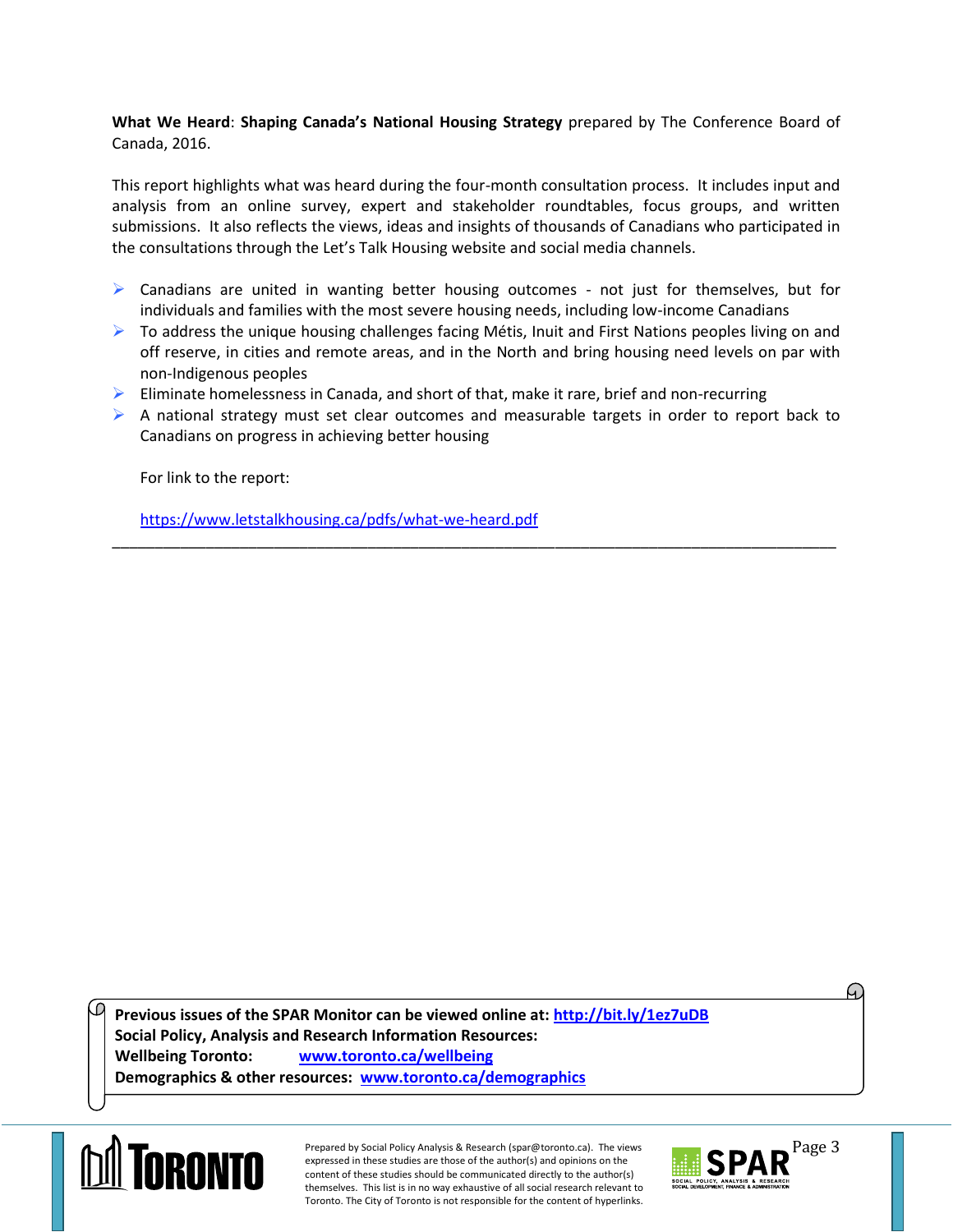**What We Heard**: **Shaping Canada's National Housing Strategy** prepared by The Conference Board of Canada, 2016.

This report highlights what was heard during the four-month consultation process. It includes input and analysis from an online survey, expert and stakeholder roundtables, focus groups, and written submissions. It also reflects the views, ideas and insights of thousands of Canadians who participated in the consultations through the Let's Talk Housing website and social media channels.

- Canadians are united in wanting better housing outcomes - not just for themselves, but for individuals and families with the most severe housing needs, including low-income Canadians
- To address the unique housing challenges facing Métis, Inuit and First Nations peoples living on and off reserve, in cities and remote areas, and in the North and bring housing need levels on par with non-Indigenous peoples
- Eliminate homelessness in Canada, and short of that, make it rare, brief and non-recurring
- A national strategy must set clear outcomes and measurable targets in order to report back to Canadians on progress in achieving better housing

For link to the report:

https://www.letstalkhousing.ca/pdfs/what-we-heard.pdf

---

**Previous issues of the SPAR Monitor can be viewed online at: http://bit.ly/1ez7uDB**
**Social Policy, Analysis and Research Information Resources:**
**Wellbeing Toronto: www.toronto.ca/wellbeing**
**Demographics & other resources: www.toronto.ca/demographics**

Prepared by Social Policy Analysis & Research (spar@toronto.ca). The views expressed in these studies are those of the author(s) and opinions on the content of these studies should be communicated directly to the author(s) themselves. This list is in no way exhaustive of all social research relevant to Toronto. The City of Toronto is not responsible for the content of hyperlinks.